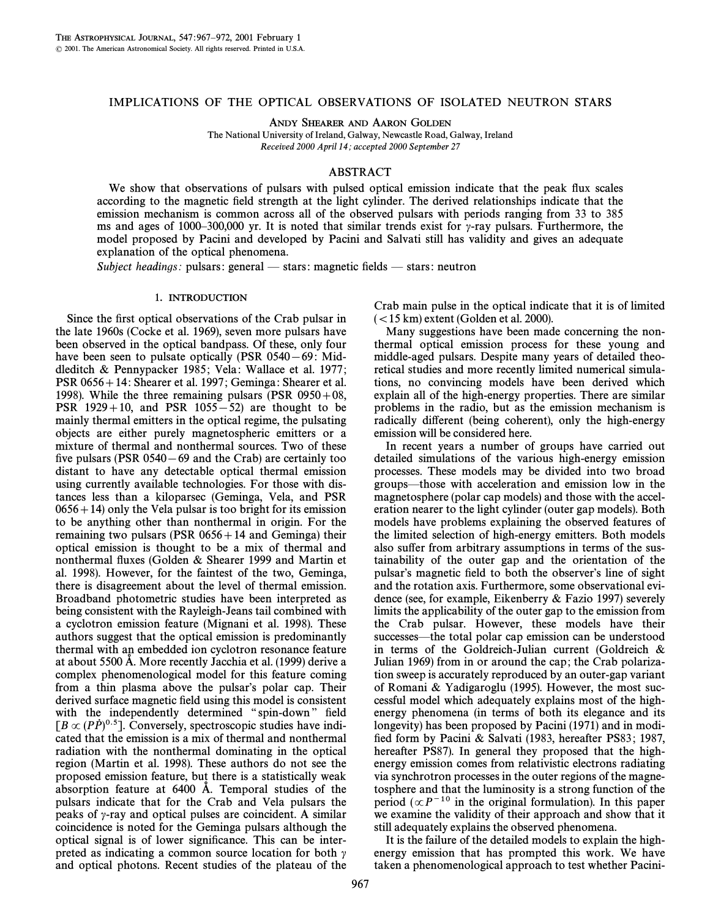# IMPLICATIONS OF THE OPTICAL OBSERVATIONS OF ISOLATED NEUTRON STARS

ANDY SHEARER AND AARON GOLDEN

The National University of Ireland, Galway, Newcastle Road, Galway, Ireland

*Received 2000 April 14; accepted 2000 September 27*

## ABSTRACT

We show that observations of pulsars with pulsed optical emission indicate that the peak flux scales according to the magnetic field strength at the light cylinder. The derived relationships indicate that the emission mechanism is common across all of the observed pulsars with periods ranging from 33 to 385 ms and ages of 1000–300,000 yr. It is noted that similar trends exist for $\gamma$-ray pulsars. Furthermore, the model proposed by Pacini and developed by Pacini and Salvati still has validity and gives an adequate explanation of the optical phenomena.

*Subject headings:* pulsars: general — stars: magnetic fields — stars: neutron

## 1. INTRODUCTION

Since the first optical observations of the Crab pulsar in the late 1960s (Cocke et al. 1969), seven more pulsars have been observed in the optical bandpass. Of these, only four have been seen to pulsate optically (PSR 0540−69: Middleditch & Pennypacker 1985; Vela: Wallace et al. 1977; PSR 0656+14: Shearer et al. 1997; Geminga: Shearer et al. 1998). While the three remaining pulsars (PSR 0950+08, PSR 1929+10, and PSR 1055−52) are thought to be mainly thermal emitters in the optical regime, the pulsating objects are either purely magnetospheric emitters or a mixture of thermal and nonthermal sources. Two of these five pulsars (PSR 0540−69 and the Crab) are certainly too distant to have any detectable optical thermal emission using currently available technologies. For those with distances less than a kiloparsec (Geminga, Vela, and PSR 0656+14) only the Vela pulsar is too bright for its emission to be anything other than nonthermal in origin. For the remaining two pulsars (PSR 0656+14 and Geminga) their optical emission is thought to be a mix of thermal and nonthermal fluxes (Golden & Shearer 1999 and Martin et al. 1998). However, for the faintest of the two, Geminga, there is disagreement about the level of thermal emission. Broadband photometric studies have been interpreted as being consistent with the Rayleigh-Jeans tail combined with a cyclotron emission feature (Mignani et al. 1998). These authors suggest that the optical emission is predominantly thermal with an embedded ion cyclotron resonance feature at about 5500 Å. More recently Jacchia et al. (1999) derive a complex phenomenological model for this feature coming from a thin plasma above the pulsar's polar cap. Their derived surface magnetic field using this model is consistent with the independently determined "spin-down" field [$B \propto (P\dot{P})^{0.5}$]. Conversely, spectroscopic studies have indicated that the emission is a mix of thermal and nonthermal radiation with the nonthermal dominating in the optical region (Martin et al. 1998). These authors do not see the proposed emission feature, but there is a statistically weak absorption feature at 6400 Å. Temporal studies of the pulsars indicate that for the Crab and Vela pulsars the peaks of $\gamma$-ray and optical pulses are coincident. A similar coincidence is noted for the Geminga pulsars although the optical signal is of lower significance. This can be interpreted as indicating a common source location for both $\gamma$ and optical photons. Recent studies of the plateau of the Crab main pulse in the optical indicate that it is of limited (<15 km) extent (Golden et al. 2000).

Many suggestions have been made concerning the nonthermal optical emission process for these young and middle-aged pulsars. Despite many years of detailed theoretical studies and more recently limited numerical simulations, no convincing models have been derived which explain all of the high-energy properties. There are similar problems in the radio, but as the emission mechanism is radically different (being coherent), only the high-energy emission will be considered here.

In recent years a number of groups have carried out detailed simulations of the various high-energy emission processes. These models may be divided into two broad groups—those with acceleration and emission low in the magnetosphere (polar cap models) and those with the acceleration nearer to the light cylinder (outer gap models). Both models have problems explaining the observed features of the limited selection of high-energy emitters. Both models also suffer from arbitrary assumptions in terms of the sustainability of the outer gap and the orientation of the pulsar's magnetic field to both the observer's line of sight and the rotation axis. Furthermore, some observational evidence (see, for example, Eikenberry & Fazio 1997) severely limits the applicability of the outer gap to the emission from the Crab pulsar. However, these models have their successes—the total polar cap emission can be understood in terms of the Goldreich-Julian current (Goldreich & Julian 1969) from in or around the cap; the Crab polarization sweep is accurately reproduced by an outer-gap variant of Romani & Yadigaroglu (1995). However, the most successful model which adequately explains most of the high-energy phenomena (in terms of both its elegance and its longevity) has been proposed by Pacini (1971) and in modified form by Pacini & Salvati (1983, hereafter PS83; 1987, hereafter PS87). In general they proposed that the high-energy emission comes from relativistic electrons radiating via synchrotron processes in the outer regions of the magnetosphere and that the luminosity is a strong function of the period ($\propto P^{-10}$ in the original formulation). In this paper we examine the validity of their approach and show that it still adequately explains the observed phenomena.

It is the failure of the detailed models to explain the high-energy emission that has prompted this work. We have taken a phenomenological approach to test whether Pacini-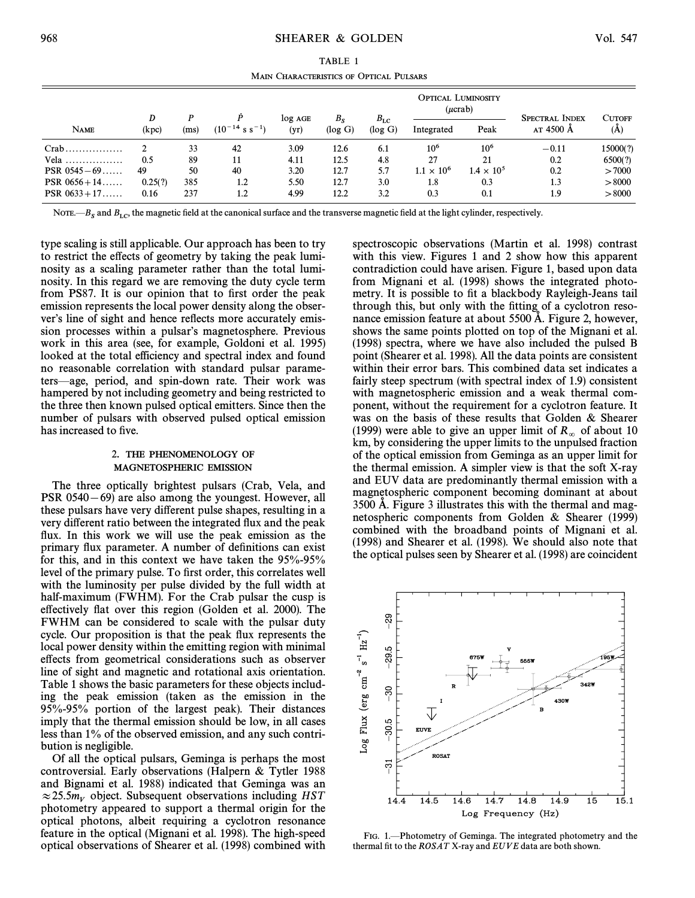TABLE 1

MAIN CHARACTERISTICS OF OPTICAL PULSARS

| NAME | $D$ (kpc) | $P$ (ms) | $\dot{P}$ ($10^{-14}$ s s$^{-1}$) | log AGE (yr) | $B_S$ (log G) | $B_{LC}$ (log G) | OPTICAL LUMINOSITY (μcrab) Integrated | Peak | SPECTRAL INDEX AT 4500 Å | CUTOFF (Å) |
|---|---|---|---|---|---|---|---|---|---|---|
| Crab | 2 | 33 | 42 | 3.09 | 12.6 | 6.1 | $10^6$ | $10^6$ | −0.11 | 15000(?) |
| Vela | 0.5 | 89 | 11 | 4.11 | 12.5 | 4.8 | 27 | 21 | 0.2 | 6500(?) |
| PSR 0545−69 | 49 | 50 | 40 | 3.20 | 12.7 | 5.7 | $1.1 \times 10^6$ | $1.4 \times 10^5$ | 0.2 | >7000 |
| PSR 0656+14 | 0.25(?) | 385 | 1.2 | 5.50 | 12.7 | 3.0 | 1.8 | 0.3 | 1.3 | >8000 |
| PSR 0633+17 | 0.16 | 237 | 1.2 | 4.99 | 12.2 | 3.2 | 0.3 | 0.1 | 1.9 | >8000 |

NOTE.—$B_S$ and $B_{LC}$, the magnetic field at the canonical surface and the transverse magnetic field at the light cylinder, respectively.

type scaling is still applicable. Our approach has been to try to restrict the effects of geometry by taking the peak luminosity as a scaling parameter rather than the total luminosity. In this regard we are removing the duty cycle term from PS87. It is our opinion that to first order the peak emission represents the local power density along the observer's line of sight and hence reflects more accurately emission processes within a pulsar's magnetosphere. Previous work in this area (see, for example, Goldoni et al. 1995) looked at the total efficiency and spectral index and found no reasonable correlation with standard pulsar parameters—age, period, and spin-down rate. Their work was hampered by not including geometry and being restricted to the three then known pulsed optical emitters. Since then the number of pulsars with observed pulsed optical emission has increased to five.

## 2. THE PHENOMENOLOGY OF MAGNETOSPHERIC EMISSION

The three optically brightest pulsars (Crab, Vela, and PSR 0540−69) are also among the youngest. However, all these pulsars have very different pulse shapes, resulting in a very different ratio between the integrated flux and the peak flux. In this work we will use the peak emission as the primary flux parameter. A number of definitions can exist for this, and in this context we have taken the 95%-95% level of the primary pulse. To first order, this correlates well with the luminosity per pulse divided by the full width at half-maximum (FWHM). For the Crab pulsar the cusp is effectively flat over this region (Golden et al. 2000). The FWHM can be considered to scale with the pulsar duty cycle. Our proposition is that the peak flux represents the local power density within the emitting region with minimal effects from geometrical considerations such as observer line of sight and magnetic and rotational axis orientation. Table 1 shows the basic parameters for these objects including the peak emission (taken as the emission in the 95%-95% portion of the largest peak). Their distances imply that the thermal emission should be low, in all cases less than 1% of the observed emission, and any such contribution is negligible.

Of all the optical pulsars, Geminga is perhaps the most controversial. Early observations (Halpern & Tytler 1988 and Bignami et al. 1988) indicated that Geminga was an $\approx 25.5 m_V$ object. Subsequent observations including *HST* photometry appeared to support a thermal origin for the optical photons, albeit requiring a cyclotron resonance feature in the optical (Mignani et al. 1998). The high-speed optical observations of Shearer et al. (1998) combined with spectroscopic observations (Martin et al. 1998) contrast with this view. Figures 1 and 2 show how this apparent contradiction could have arisen. Figure 1, based upon data from Mignani et al. (1998) shows the integrated photometry. It is possible to fit a blackbody Rayleigh-Jeans tail through this, but only with the fitting of a cyclotron resonance emission feature at about 5500 Å. Figure 2, however, shows the same points plotted on top of the Mignani et al. (1998) spectra, where we have also included the pulsed B point (Shearer et al. 1998). All the data points are consistent within their error bars. This combined data set indicates a fairly steep spectrum (with spectral index of 1.9) consistent with magnetospheric emission and a weak thermal component, without the requirement for a cyclotron feature. It was on the basis of these results that Golden & Shearer (1999) were able to give an upper limit of $R_\infty$ of about 10 km, by considering the upper limits to the unpulsed fraction of the optical emission from Geminga as an upper limit for the thermal emission. A simpler view is that the soft X-ray and EUV data are predominantly thermal emission with a magnetospheric component becoming dominant at about 3500 Å. Figure 3 illustrates this with the thermal and magnetospheric components from Golden & Shearer (1999) combined with the broadband points of Mignani et al. (1998) and Shearer et al. (1998). We should also note that the optical pulses seen by Shearer et al. (1998) are coincident

FIG. 1.—Photometry of Geminga. The integrated photometry and the thermal fit to the *ROSAT* X-ray and *EUVE* data are both shown.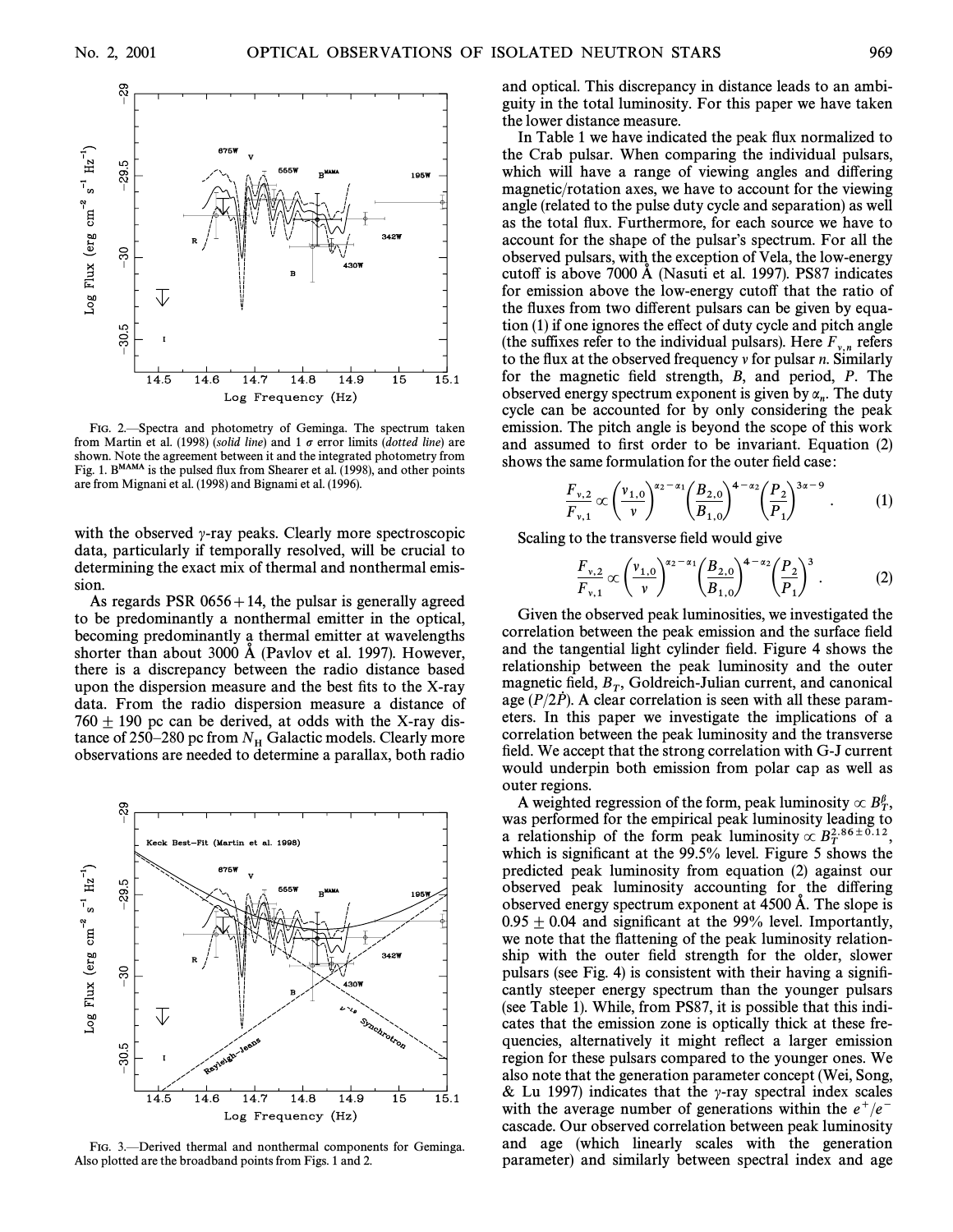FIG. 2.—Spectra and photometry of Geminga. The spectrum taken from Martin et al. (1998) (*solid line*) and 1 $\sigma$ error limits (*dotted line*) are shown. Note the agreement between it and the integrated photometry from Fig. 1. $B^{MAMA}$ is the pulsed flux from Shearer et al. (1998), and other points are from Mignani et al. (1998) and Bignami et al. (1996).

with the observed $\gamma$-ray peaks. Clearly more spectroscopic data, particularly if temporally resolved, will be crucial to determining the exact mix of thermal and nonthermal emission.

As regards PSR 0656+14, the pulsar is generally agreed to be predominantly a nonthermal emitter in the optical, becoming predominantly a thermal emitter at wavelengths shorter than about 3000 Å (Pavlov et al. 1997). However, there is a discrepancy between the radio distance based upon the dispersion measure and the best fits to the X-ray data. From the radio dispersion measure a distance of 760 ± 190 pc can be derived, at odds with the X-ray distance of 250–280 pc from $N_H$ Galactic models. Clearly more observations are needed to determine a parallax, both radio

FIG. 3.—Derived thermal and nonthermal components for Geminga. Also plotted are the broadband points from Figs. 1 and 2.

and optical. This discrepancy in distance leads to an ambiguity in the total luminosity. For this paper we have taken the lower distance measure.

In Table 1 we have indicated the peak flux normalized to the Crab pulsar. When comparing the individual pulsars, which will have a range of viewing angles and differing magnetic/rotation axes, we have to account for the viewing angle (related to the pulse duty cycle and separation) as well as the total flux. Furthermore, for each source we have to account for the shape of the pulsar's spectrum. For all the observed pulsars, with the exception of Vela, the low-energy cutoff is above 7000 Å (Nasuti et al. 1997). PS87 indicates for emission above the low-energy cutoff that the ratio of the fluxes from two different pulsars can be given by equation (1) if one ignores the effect of duty cycle and pitch angle (the suffixes refer to the individual pulsars). Here $F_{\nu,n}$ refers to the flux at the observed frequency $\nu$ for pulsar $n$. Similarly for the magnetic field strength, $B$, and period, $P$. The observed energy spectrum exponent is given by $\alpha_n$. The duty cycle can be accounted for by only considering the peak emission. The pitch angle is beyond the scope of this work and assumed to first order to be invariant. Equation (2) shows the same formulation for the outer field case:

$$\frac{F_{\nu,2}}{F_{\nu,1}} \propto \left(\frac{\nu_{1,0}}{\nu}\right)^{\alpha_2-\alpha_1}\left(\frac{B_{2,0}}{B_{1,0}}\right)^{4-\alpha_2}\left(\frac{P_2}{P_1}\right)^{3\alpha-9} . \quad (1)$$

Scaling to the transverse field would give

$$\frac{F_{\nu,2}}{F_{\nu,1}} \propto \left(\frac{\nu_{1,0}}{\nu}\right)^{\alpha_2-\alpha_1}\left(\frac{B_{2,0}}{B_{1,0}}\right)^{4-\alpha_2}\left(\frac{P_2}{P_1}\right)^{3} . \quad (2)$$

Given the observed peak luminosities, we investigated the correlation between the peak emission and the surface field and the tangential light cylinder field. Figure 4 shows the relationship between the peak luminosity and the outer magnetic field, $B_T$, Goldreich-Julian current, and canonical age ($P/2\dot{P}$). A clear correlation is seen with all these parameters. In this paper we investigate the implications of a correlation between the peak luminosity and the transverse field. We accept that the strong correlation with G-J current would underpin both emission from polar cap as well as outer regions.

A weighted regression of the form, peak luminosity $\propto B_T^{\beta}$, was performed for the empirical peak luminosity leading to a relationship of the form peak luminosity $\propto B_T^{2.86\pm0.12}$, which is significant at the 99.5% level. Figure 5 shows the predicted peak luminosity from equation (2) against our observed peak luminosity accounting for the differing observed energy spectrum exponent at 4500 Å. The slope is 0.95 ± 0.04 and significant at the 99% level. Importantly, we note that the flattening of the peak luminosity relationship with the outer field strength for the older, slower pulsars (see Fig. 4) is consistent with their having a significantly steeper energy spectrum than the younger pulsars (see Table 1). While, from PS87, it is possible that this indicates that the emission zone is optically thick at these frequencies, alternatively it might reflect a larger emission region for these pulsars compared to the younger ones. We also note that the generation parameter concept (Wei, Song, & Lu 1997) indicates that the $\gamma$-ray spectral index scales with the average number of generations within the $e^+/e^-$ cascade. Our observed correlation between peak luminosity and age (which linearly scales with the generation parameter) and similarly between spectral index and age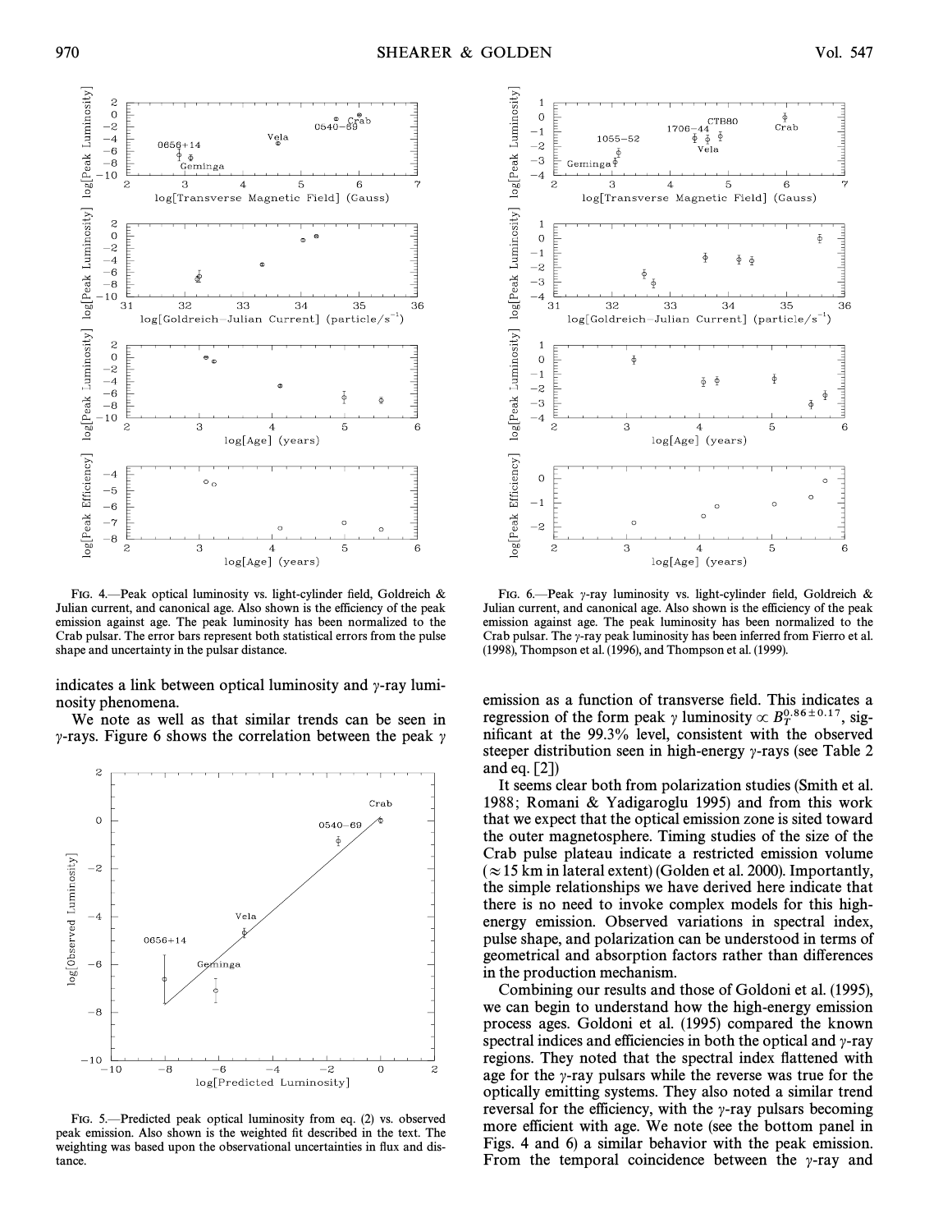FIG. 4.—Peak optical luminosity vs. light-cylinder field, Goldreich & Julian current, and canonical age. Also shown is the efficiency of the peak emission against age. The peak luminosity has been normalized to the Crab pulsar. The error bars represent both statistical errors from the pulse shape and uncertainty in the pulsar distance.

FIG. 6.—Peak γ-ray luminosity vs. light-cylinder field, Goldreich & Julian current, and canonical age. Also shown is the efficiency of the peak emission against age. The peak luminosity has been normalized to the Crab pulsar. The γ-ray peak luminosity has been inferred from Fierro et al. (1998), Thompson et al. (1996), and Thompson et al. (1999).

indicates a link between optical luminosity and γ-ray luminosity phenomena.

We note as well as that similar trends can be seen in γ-rays. Figure 6 shows the correlation between the peak γ emission as a function of transverse field. This indicates a regression of the form peak γ luminosity $\propto B_T^{0.86 \pm 0.17}$, significant at the 99.3% level, consistent with the observed steeper distribution seen in high-energy γ-rays (see Table 2 and eq. [2])

FIG. 5.—Predicted peak optical luminosity from eq. (2) vs. observed peak emission. Also shown is the weighted fit described in the text. The weighting was based upon the observational uncertainties in flux and distance.

It seems clear both from polarization studies (Smith et al. 1988; Romani & Yadigaroglu 1995) and from this work that we expect that the optical emission zone is sited toward the outer magnetosphere. Timing studies of the size of the Crab pulse plateau indicate a restricted emission volume ($\approx 15$ km in lateral extent) (Golden et al. 2000). Importantly, the simple relationships we have derived here indicate that there is no need to invoke complex models for this high-energy emission. Observed variations in spectral index, pulse shape, and polarization can be understood in terms of geometrical and absorption factors rather than differences in the production mechanism.

Combining our results and those of Goldoni et al. (1995), we can begin to understand how the high-energy emission process ages. Goldoni et al. (1995) compared the known spectral indices and efficiencies in both the optical and γ-ray regions. They noted that the spectral index flattened with age for the γ-ray pulsars while the reverse was true for the optically emitting systems. They also noted a similar trend reversal for the efficiency, with the γ-ray pulsars becoming more efficient with age. We note (see the bottom panel in Figs. 4 and 6) a similar behavior with the peak emission. From the temporal coincidence between the γ-ray and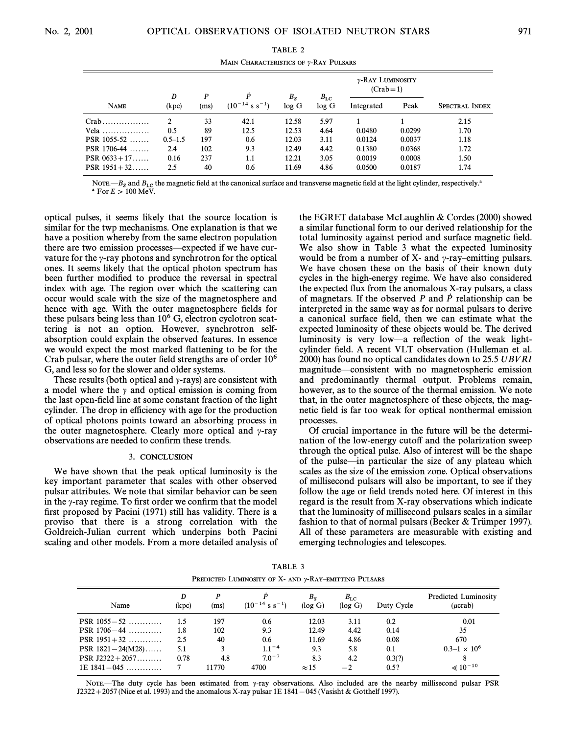TABLE 2

MAIN CHARACTERISTICS OF γ-RAY PULSARS

| Name | D (kpc) | P (ms) | $\dot{P}$ ($10^{-14}$ s s$^{-1}$) | $B_S$ log G | $B_{LC}$ log G | γ-Ray Luminosity (Crab = 1) Integrated | Peak | Spectral Index |
|---|---|---|---|---|---|---|---|---|
| Crab | 2 | 33 | 42.1 | 12.58 | 5.97 | 1 | 1 | 2.15 |
| Vela | 0.5 | 89 | 12.5 | 12.53 | 4.64 | 0.0480 | 0.0299 | 1.70 |
| PSR 1055-52 | 0.5–1.5 | 197 | 0.6 | 12.03 | 3.11 | 0.0124 | 0.0037 | 1.18 |
| PSR 1706-44 | 2.4 | 102 | 9.3 | 12.49 | 4.42 | 0.1380 | 0.0368 | 1.72 |
| PSR 0633+17 | 0.16 | 237 | 1.1 | 12.21 | 3.05 | 0.0019 | 0.0008 | 1.50 |
| PSR 1951+32 | 2.5 | 40 | 0.6 | 11.69 | 4.86 | 0.0500 | 0.0187 | 1.74 |

NOTE.—$B_S$ and $B_{LC}$ the magnetic field at the canonical surface and transverse magnetic field at the light cylinder, respectively.[a]

[a] For $E > 100$ MeV.

optical pulses, it seems likely that the source location is similar for the twp mechanisms. One explanation is that we have a position whereby from the same electron population there are two emission processes—expected if we have curvature for the γ-ray photons and synchrotron for the optical ones. It seems likely that the optical photon spectrum has been further modified to produce the reversal in spectral index with age. The region over which the scattering can occur would scale with the size of the magnetosphere and hence with age. With the outer magnetosphere fields for these pulsars being less than $10^6$ G, electron cyclotron scattering is not an option. However, synchrotron self-absorption could explain the observed features. In essence we would expect the most marked flattening to be for the Crab pulsar, where the outer field strengths are of order $10^6$ G, and less so for the slower and older systems.

These results (both optical and γ-rays) are consistent with a model where the γ and optical emission is coming from the last open-field line at some constant fraction of the light cylinder. The drop in efficiency with age for the production of optical photons points toward an absorbing process in the outer magnetosphere. Clearly more optical and γ-ray observations are needed to confirm these trends.

## 3. CONCLUSION

We have shown that the peak optical luminosity is the key important parameter that scales with other observed pulsar attributes. We note that similar behavior can be seen in the γ-ray regime. To first order we confirm that the model first proposed by Pacini (1971) still has validity. There is a proviso that there is a strong correlation with the Goldreich-Julian current which underpins both Pacini scaling and other models. From a more detailed analysis of the EGRET database McLaughlin & Cordes (2000) showed a similar functional form to our derived relationship for the total luminosity against period and surface magnetic field. We also show in Table 3 what the expected luminosity would be from a number of X- and γ-ray–emitting pulsars. We have chosen these on the basis of their known duty cycles in the high-energy regime. We have also considered the expected flux from the anomalous X-ray pulsars, a class of magnetars. If the observed $P$ and $\dot{P}$ relationship can be interpreted in the same way as for normal pulsars to derive a canonical surface field, then we can estimate what the expected luminosity of these objects would be. The derived luminosity is very low—a reflection of the weak light-cylinder field. A recent VLT observation (Hulleman et al. 2000) has found no optical candidates down to 25.5 *UBVRI* magnitude—consistent with no magnetospheric emission and predominantly thermal output. Problems remain, however, as to the source of the thermal emission. We note that, in the outer magnetosphere of these objects, the magnetic field is far too weak for optical nonthermal emission processes.

Of crucial importance in the future will be the determination of the low-energy cutoff and the polarization sweep through the optical pulse. Also of interest will be the shape of the pulse—in particular the size of any plateau which scales as the size of the emission zone. Optical observations of millisecond pulsars will also be important, to see if they follow the age or field trends noted here. Of interest in this regard is the result from X-ray observations which indicate that the luminosity of millisecond pulsars scales in a similar fashion to that of normal pulsars (Becker & Trümper 1997). All of these parameters are measurable with existing and emerging technologies and telescopes.

TABLE 3

PREDICTED LUMINOSITY OF X- AND γ-RAY–EMITTING PULSARS

| Name | D (kpc) | P (ms) | $\dot{P}$ ($10^{-14}$ s s$^{-1}$) | $B_S$ (log G) | $B_{LC}$ (log G) | Duty Cycle | Predicted Luminosity (μcrab) |
|---|---|---|---|---|---|---|---|
| PSR 1055−52 | 1.5 | 197 | 0.6 | 12.03 | 3.11 | 0.2 | 0.01 |
| PSR 1706−44 | 1.8 | 102 | 9.3 | 12.49 | 4.42 | 0.14 | 35 |
| PSR 1951+32 | 2.5 | 40 | 0.6 | 11.69 | 4.86 | 0.08 | 670 |
| PSR 1821−24(M28) | 5.1 | 3 | $1.1^{-4}$ | 9.3 | 5.8 | 0.1 | $0.3–1 \times 10^6$ |
| PSR J2322+2057 | 0.78 | 4.8 | $7.0^{-7}$ | 8.3 | 4.2 | 0.3(?) | 8 |
| 1E 1841−045 | 7 | 11770 | 4700 | ≈15 | −2 | 0.5? | $\leqslant 10^{-10}$ |

NOTE.—The duty cycle has been estimated from γ-ray observations. Also included are the nearby millisecond pulsar PSR J2322+2057 (Nice et al. 1993) and the anomalous X-ray pulsar 1E 1841−045 (Vasisht & Gotthelf 1997).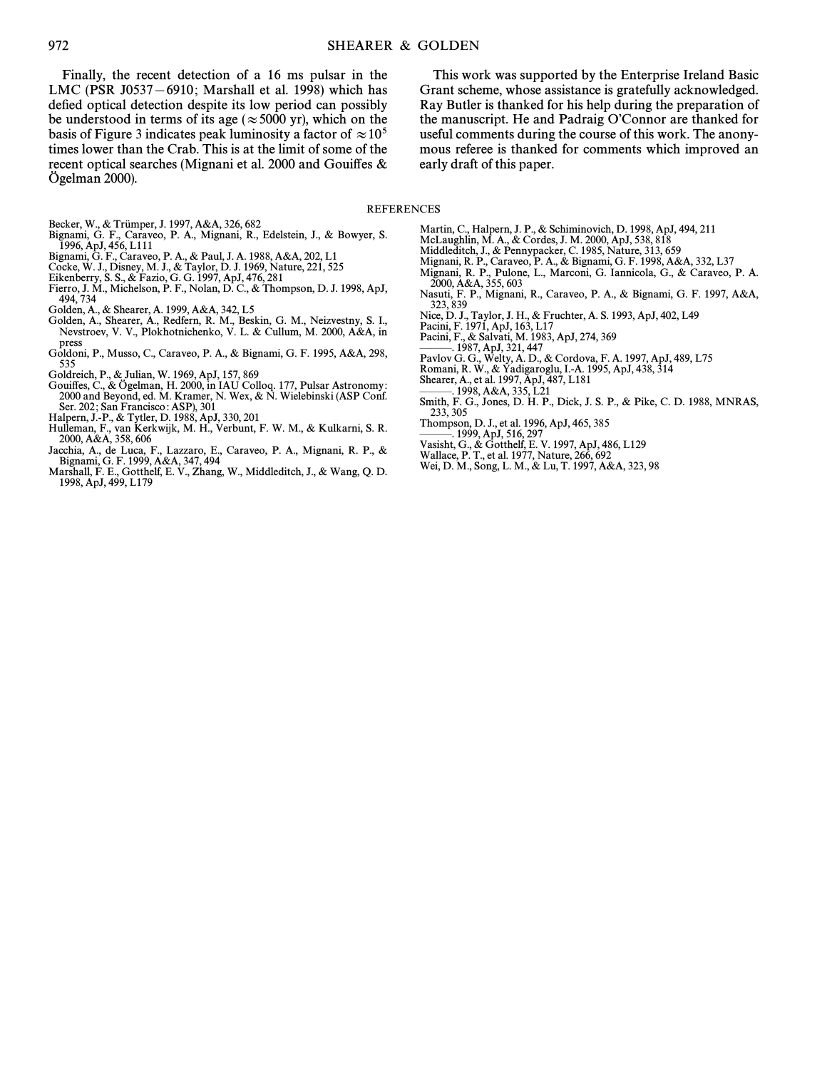Finally, the recent detection of a 16 ms pulsar in the LMC (PSR J0537−6910; Marshall et al. 1998) which has defied optical detection despite its low period can possibly be understood in terms of its age ($\approx 5000$ yr), which on the basis of Figure 3 indicates peak luminosity a factor of $\approx 10^5$ times lower than the Crab. This is at the limit of some of the recent optical searches (Mignani et al. 2000 and Gouiffes & Ögelman 2000).

This work was supported by the Enterprise Ireland Basic Grant scheme, whose assistance is gratefully acknowledged. Ray Butler is thanked for his help during the preparation of the manuscript. He and Padraig O'Connor are thanked for useful comments during the course of this work. The anonymous referee is thanked for comments which improved an early draft of this paper.

## REFERENCES

Becker, W., & Trümper, J. 1997, A&A, 326, 682
Bignami, G. F., Caraveo, P. A., Mignani, R., Edelstein, J., & Bowyer, S. 1996, ApJ, 456, L111
Bignami, G. F., Caraveo, P. A., & Paul, J. A. 1988, A&A, 202, L1
Cocke, W. J., Disney, M. J., & Taylor, D. J. 1969, Nature, 221, 525
Eikenberry, S. S., & Fazio, G. G. 1997, ApJ, 476, 281
Fierro, J. M., Michelson, P. F., Nolan, D. C., & Thompson, D. J. 1998, ApJ, 494, 734
Golden, A., & Shearer, A. 1999, A&A, 342, L5
Golden, A., Shearer, A., Redfern, R. M., Beskin, G. M., Neizvestny, S. I., Nevstroev, V. V., Plokhotnichenko, V. L. & Cullum, M. 2000, A&A, in press
Goldoni, P., Musso, C., Caraveo, P. A., & Bignami, G. F. 1995, A&A, 298, 535
Goldreich, P., & Julian, W. 1969, ApJ, 157, 869
Gouiffes, C., & Ögelman, H. 2000, in IAU Colloq. 177, Pulsar Astronomy: 2000 and Beyond, ed. M. Kramer, N. Wex, & N. Wielebinski (ASP Conf. Ser. 202; San Francisco: ASP), 301
Halpern, J.-P., & Tytler, D. 1988, ApJ, 330, 201
Hulleman, F., van Kerkwijk, M. H., Verbunt, F. W. M., & Kulkarni, S. R. 2000, A&A, 358, 606
Jacchia, A., de Luca, F., Lazzaro, E., Caraveo, P. A., Mignani, R. P., & Bignami, G. F. 1999, A&A, 347, 494
Marshall, F. E., Gotthelf, E. V., Zhang, W., Middleditch, J., & Wang, Q. D. 1998, ApJ, 499, L179
Martin, C., Halpern, J. P., & Schiminovich, D. 1998, ApJ, 494, 211
McLaughlin, M. A., & Cordes, J. M. 2000, ApJ, 538, 818
Middleditch, J., & Pennypacker, C. 1985, Nature, 313, 659
Mignani, R. P., Caraveo, P. A., & Bignami, G. F. 1998, A&A, 332, L37
Mignani, R. P., Pulone, L., Marconi, G. Iannicola, G., & Caraveo, P. A. 2000, A&A, 355, 603
Nasuti, F. P., Mignani, R., Caraveo, P. A., & Bignami, G. F. 1997, A&A, 323, 839
Nice, D. J., Taylor, J. H., & Fruchter, A. S. 1993, ApJ, 402, L49
Pacini, F. 1971, ApJ, 163, L17
Pacini, F., & Salvati, M. 1983, ApJ, 274, 369
———. 1987, ApJ, 321, 447
Pavlov G. G., Welty, A. D., & Cordova, F. A. 1997, ApJ, 489, L75
Romani, R. W., & Yadigaroglu, I.-A. 1995, ApJ, 438, 314
Shearer, A., et al. 1997, ApJ, 487, L181
———. 1998, A&A, 335, L21
Smith, F. G., Jones, D. H. P., Dick, J. S. P., & Pike, C. D. 1988, MNRAS, 233, 305
Thompson, D. J., et al. 1996, ApJ, 465, 385
———. 1999, ApJ, 516, 297
Vasisht, G., & Gotthelf, E. V. 1997, ApJ, 486, L129
Wallace, P. T., et al. 1977, Nature, 266, 692
Wei, D. M., Song, L. M., & Lu, T. 1997, A&A, 323, 98